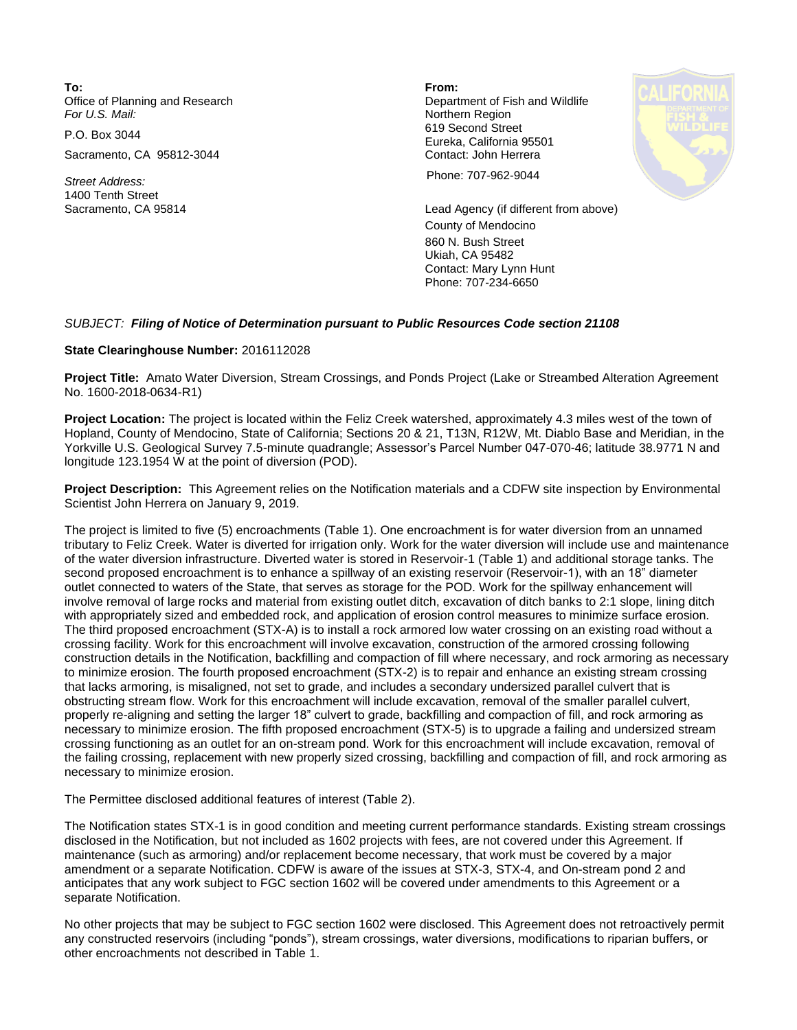**To:**
Office of Planning and Research
*For U.S. Mail:*

P.O. Box 3044

Sacramento, CA 95812-3044

*Street Address:*
1400 Tenth Street
Sacramento, CA 95814

**From:**
Department of Fish and Wildlife
Northern Region
619 Second Street
Eureka, California 95501
Contact: John Herrera

Phone: 707-962-9044

Lead Agency (if different from above)
County of Mendocino
860 N. Bush Street
Ukiah, CA 95482
Contact: Mary Lynn Hunt
Phone: 707-234-6650

*SUBJECT:* ***Filing of Notice of Determination pursuant to Public Resources Code section 21108***

**State Clearinghouse Number:** 2016112028

**Project Title:** Amato Water Diversion, Stream Crossings, and Ponds Project (Lake or Streambed Alteration Agreement No. 1600-2018-0634-R1)

**Project Location:** The project is located within the Feliz Creek watershed, approximately 4.3 miles west of the town of Hopland, County of Mendocino, State of California; Sections 20 & 21, T13N, R12W, Mt. Diablo Base and Meridian, in the Yorkville U.S. Geological Survey 7.5-minute quadrangle; Assessor's Parcel Number 047-070-46; latitude 38.9771 N and longitude 123.1954 W at the point of diversion (POD).

**Project Description:** This Agreement relies on the Notification materials and a CDFW site inspection by Environmental Scientist John Herrera on January 9, 2019.

The project is limited to five (5) encroachments (Table 1). One encroachment is for water diversion from an unnamed tributary to Feliz Creek. Water is diverted for irrigation only. Work for the water diversion will include use and maintenance of the water diversion infrastructure. Diverted water is stored in Reservoir-1 (Table 1) and additional storage tanks. The second proposed encroachment is to enhance a spillway of an existing reservoir (Reservoir-1), with an 18" diameter outlet connected to waters of the State, that serves as storage for the POD. Work for the spillway enhancement will involve removal of large rocks and material from existing outlet ditch, excavation of ditch banks to 2:1 slope, lining ditch with appropriately sized and embedded rock, and application of erosion control measures to minimize surface erosion. The third proposed encroachment (STX-A) is to install a rock armored low water crossing on an existing road without a crossing facility. Work for this encroachment will involve excavation, construction of the armored crossing following construction details in the Notification, backfilling and compaction of fill where necessary, and rock armoring as necessary to minimize erosion. The fourth proposed encroachment (STX-2) is to repair and enhance an existing stream crossing that lacks armoring, is misaligned, not set to grade, and includes a secondary undersized parallel culvert that is obstructing stream flow. Work for this encroachment will include excavation, removal of the smaller parallel culvert, properly re-aligning and setting the larger 18" culvert to grade, backfilling and compaction of fill, and rock armoring as necessary to minimize erosion. The fifth proposed encroachment (STX-5) is to upgrade a failing and undersized stream crossing functioning as an outlet for an on-stream pond. Work for this encroachment will include excavation, removal of the failing crossing, replacement with new properly sized crossing, backfilling and compaction of fill, and rock armoring as necessary to minimize erosion.

The Permittee disclosed additional features of interest (Table 2).

The Notification states STX-1 is in good condition and meeting current performance standards. Existing stream crossings disclosed in the Notification, but not included as 1602 projects with fees, are not covered under this Agreement. If maintenance (such as armoring) and/or replacement become necessary, that work must be covered by a major amendment or a separate Notification. CDFW is aware of the issues at STX-3, STX-4, and On-stream pond 2 and anticipates that any work subject to FGC section 1602 will be covered under amendments to this Agreement or a separate Notification.

No other projects that may be subject to FGC section 1602 were disclosed. This Agreement does not retroactively permit any constructed reservoirs (including "ponds"), stream crossings, water diversions, modifications to riparian buffers, or other encroachments not described in Table 1.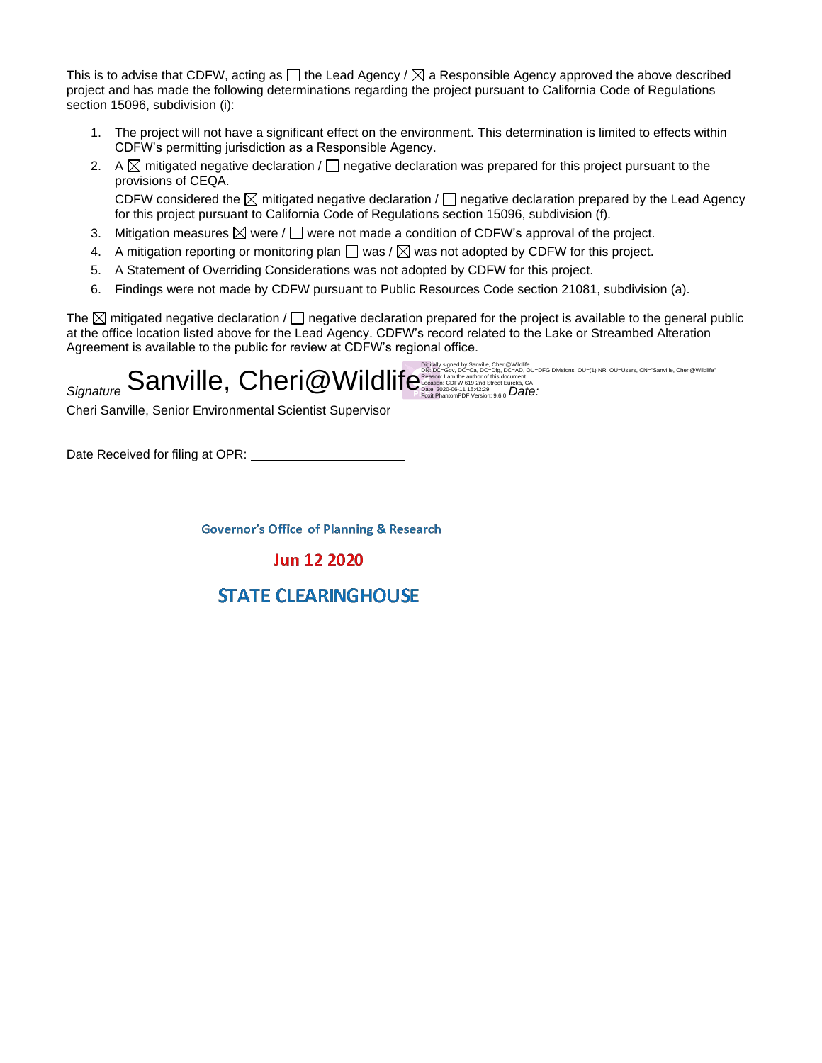This is to advise that CDFW, acting as ☐ the Lead Agency / ☒ a Responsible Agency approved the above described project and has made the following determinations regarding the project pursuant to California Code of Regulations section 15096, subdivision (i):

1. The project will not have a significant effect on the environment. This determination is limited to effects within CDFW's permitting jurisdiction as a Responsible Agency.
2. A ☒ mitigated negative declaration / ☐ negative declaration was prepared for this project pursuant to the provisions of CEQA.

   CDFW considered the ☒ mitigated negative declaration / ☐ negative declaration prepared by the Lead Agency for this project pursuant to California Code of Regulations section 15096, subdivision (f).
3. Mitigation measures ☒ were / ☐ were not made a condition of CDFW's approval of the project.
4. A mitigation reporting or monitoring plan ☐ was / ☒ was not adopted by CDFW for this project.
5. A Statement of Overriding Considerations was not adopted by CDFW for this project.
6. Findings were not made by CDFW pursuant to Public Resources Code section 21081, subdivision (a).

The ☒ mitigated negative declaration / ☐ negative declaration prepared for the project is available to the general public at the office location listed above for the Lead Agency. CDFW's record related to the Lake or Streambed Alteration Agreement is available to the public for review at CDFW's regional office.

*Signature* Sanville, Cheri@Wildlife Digitally signed by Sanville, Cheri@Wildlife DN: DC=Gov, DC=Ca, DC=Dfg, DC=AD, OU=DFG Divisions, OU=(1) NR, OU=Users, CN="Sanville, Cheri@Wildlife" Reason: I am the author of this document Location: CDFW 619 2nd Street Eureka, CA Date: 2020-06-11 15:42:29 Foxit PhantomPDF Version: 9.6.0 *Date:* \_\_\_\_\_\_\_\_\_\_\_\_\_\_\_\_

Cheri Sanville, Senior Environmental Scientist Supervisor

Date Received for filing at OPR: \_\_\_\_\_\_\_\_\_\_\_\_\_\_\_\_\_\_\_\_

Governor's Office of Planning & Research

Jun 12 2020

STATE CLEARINGHOUSE